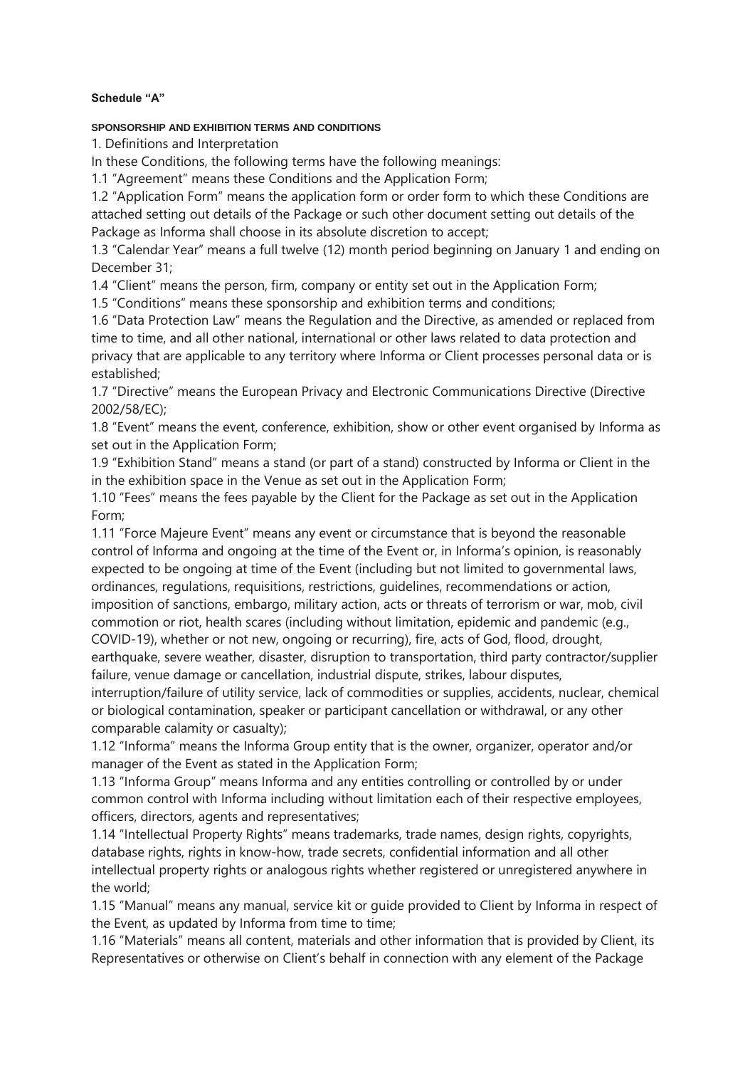**Schedule "A"**

**SPONSORSHIP AND EXHIBITION TERMS AND CONDITIONS**

1. Definitions and Interpretation

In these Conditions, the following terms have the following meanings:

1.1 "Agreement" means these Conditions and the Application Form;

1.2 "Application Form" means the application form or order form to which these Conditions are attached setting out details of the Package or such other document setting out details of the Package as Informa shall choose in its absolute discretion to accept;

1.3 "Calendar Year" means a full twelve (12) month period beginning on January 1 and ending on December 31;

1.4 "Client" means the person, firm, company or entity set out in the Application Form;

1.5 "Conditions" means these sponsorship and exhibition terms and conditions;

1.6 "Data Protection Law" means the Regulation and the Directive, as amended or replaced from time to time, and all other national, international or other laws related to data protection and privacy that are applicable to any territory where Informa or Client processes personal data or is established;

1.7 "Directive" means the European Privacy and Electronic Communications Directive (Directive 2002/58/EC);

1.8 "Event" means the event, conference, exhibition, show or other event organised by Informa as set out in the Application Form;

1.9 "Exhibition Stand" means a stand (or part of a stand) constructed by Informa or Client in the in the exhibition space in the Venue as set out in the Application Form;

1.10 "Fees" means the fees payable by the Client for the Package as set out in the Application Form;

1.11 "Force Majeure Event" means any event or circumstance that is beyond the reasonable control of Informa and ongoing at the time of the Event or, in Informa's opinion, is reasonably expected to be ongoing at time of the Event (including but not limited to governmental laws, ordinances, regulations, requisitions, restrictions, guidelines, recommendations or action, imposition of sanctions, embargo, military action, acts or threats of terrorism or war, mob, civil commotion or riot, health scares (including without limitation, epidemic and pandemic (e.g., COVID-19), whether or not new, ongoing or recurring), fire, acts of God, flood, drought, earthquake, severe weather, disaster, disruption to transportation, third party contractor/supplier failure, venue damage or cancellation, industrial dispute, strikes, labour disputes, interruption/failure of utility service, lack of commodities or supplies, accidents, nuclear, chemical or biological contamination, speaker or participant cancellation or withdrawal, or any other comparable calamity or casualty);

1.12 "Informa" means the Informa Group entity that is the owner, organizer, operator and/or manager of the Event as stated in the Application Form;

1.13 "Informa Group" means Informa and any entities controlling or controlled by or under common control with Informa including without limitation each of their respective employees, officers, directors, agents and representatives;

1.14 "Intellectual Property Rights" means trademarks, trade names, design rights, copyrights, database rights, rights in know-how, trade secrets, confidential information and all other intellectual property rights or analogous rights whether registered or unregistered anywhere in the world;

1.15 "Manual" means any manual, service kit or guide provided to Client by Informa in respect of the Event, as updated by Informa from time to time;

1.16 "Materials" means all content, materials and other information that is provided by Client, its Representatives or otherwise on Client's behalf in connection with any element of the Package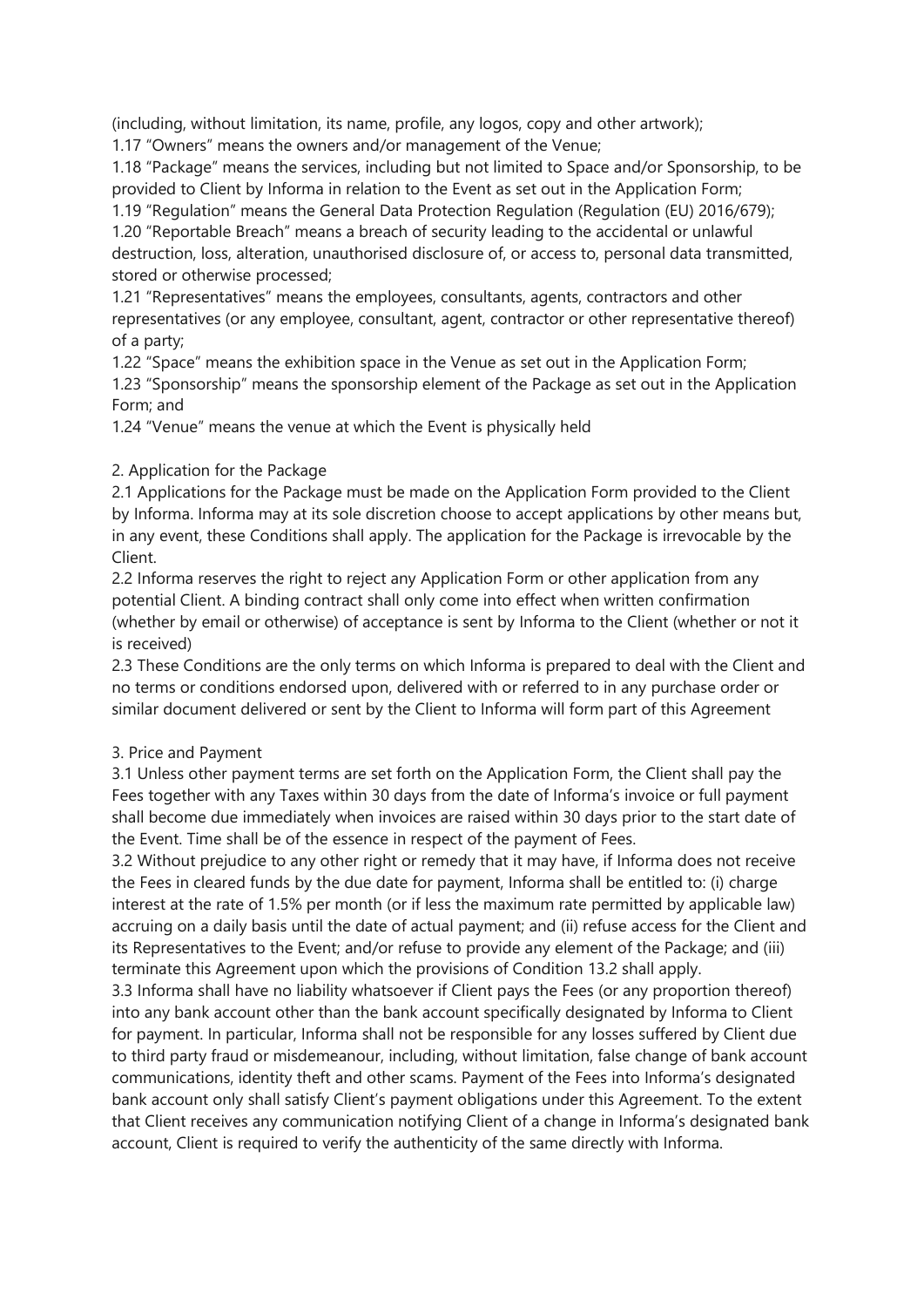(including, without limitation, its name, profile, any logos, copy and other artwork);

1.17 "Owners" means the owners and/or management of the Venue;

1.18 "Package" means the services, including but not limited to Space and/or Sponsorship, to be provided to Client by Informa in relation to the Event as set out in the Application Form;

1.19 "Regulation" means the General Data Protection Regulation (Regulation (EU) 2016/679);

1.20 "Reportable Breach" means a breach of security leading to the accidental or unlawful destruction, loss, alteration, unauthorised disclosure of, or access to, personal data transmitted, stored or otherwise processed;

1.21 "Representatives" means the employees, consultants, agents, contractors and other representatives (or any employee, consultant, agent, contractor or other representative thereof) of a party;

1.22 "Space" means the exhibition space in the Venue as set out in the Application Form;

1.23 "Sponsorship" means the sponsorship element of the Package as set out in the Application Form; and

1.24 "Venue" means the venue at which the Event is physically held

2. Application for the Package

2.1 Applications for the Package must be made on the Application Form provided to the Client by Informa. Informa may at its sole discretion choose to accept applications by other means but, in any event, these Conditions shall apply. The application for the Package is irrevocable by the Client.

2.2 Informa reserves the right to reject any Application Form or other application from any potential Client. A binding contract shall only come into effect when written confirmation (whether by email or otherwise) of acceptance is sent by Informa to the Client (whether or not it is received)

2.3 These Conditions are the only terms on which Informa is prepared to deal with the Client and no terms or conditions endorsed upon, delivered with or referred to in any purchase order or similar document delivered or sent by the Client to Informa will form part of this Agreement

3. Price and Payment

3.1 Unless other payment terms are set forth on the Application Form, the Client shall pay the Fees together with any Taxes within 30 days from the date of Informa's invoice or full payment shall become due immediately when invoices are raised within 30 days prior to the start date of the Event. Time shall be of the essence in respect of the payment of Fees.

3.2 Without prejudice to any other right or remedy that it may have, if Informa does not receive the Fees in cleared funds by the due date for payment, Informa shall be entitled to: (i) charge interest at the rate of 1.5% per month (or if less the maximum rate permitted by applicable law) accruing on a daily basis until the date of actual payment; and (ii) refuse access for the Client and its Representatives to the Event; and/or refuse to provide any element of the Package; and (iii) terminate this Agreement upon which the provisions of Condition 13.2 shall apply.

3.3 Informa shall have no liability whatsoever if Client pays the Fees (or any proportion thereof) into any bank account other than the bank account specifically designated by Informa to Client for payment. In particular, Informa shall not be responsible for any losses suffered by Client due to third party fraud or misdemeanour, including, without limitation, false change of bank account communications, identity theft and other scams. Payment of the Fees into Informa's designated bank account only shall satisfy Client's payment obligations under this Agreement. To the extent that Client receives any communication notifying Client of a change in Informa's designated bank account, Client is required to verify the authenticity of the same directly with Informa.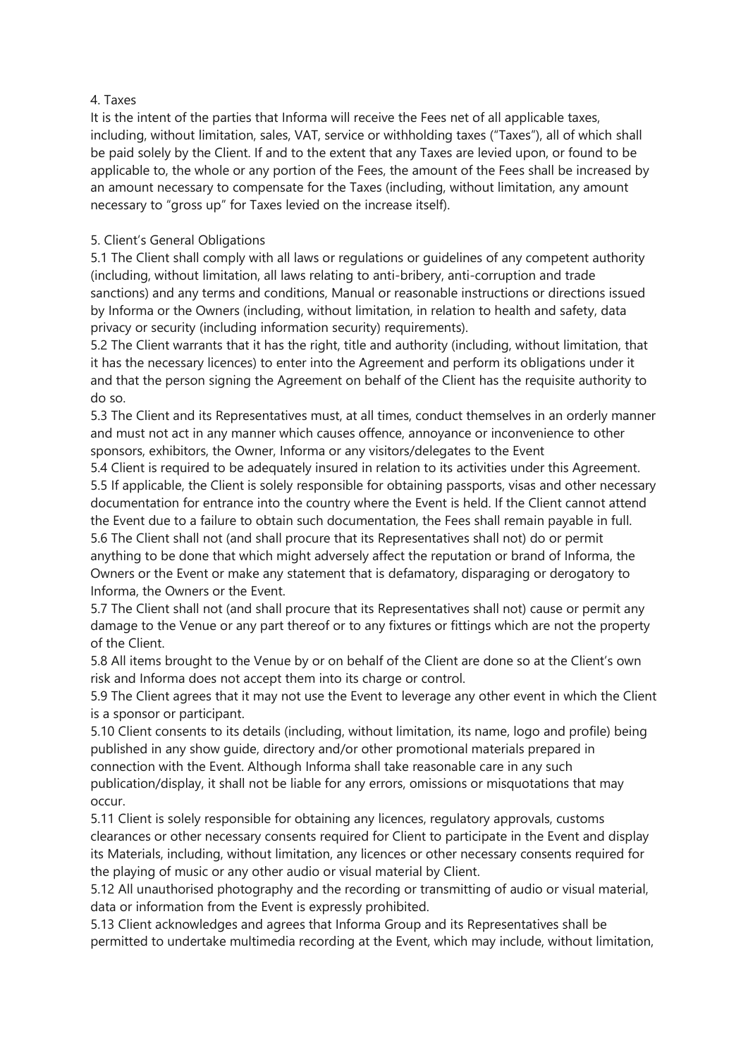## 4. Taxes

It is the intent of the parties that Informa will receive the Fees net of all applicable taxes, including, without limitation, sales, VAT, service or withholding taxes ("Taxes"), all of which shall be paid solely by the Client. If and to the extent that any Taxes are levied upon, or found to be applicable to, the whole or any portion of the Fees, the amount of the Fees shall be increased by an amount necessary to compensate for the Taxes (including, without limitation, any amount necessary to "gross up" for Taxes levied on the increase itself).

## 5. Client's General Obligations

5.1 The Client shall comply with all laws or regulations or guidelines of any competent authority (including, without limitation, all laws relating to anti-bribery, anti-corruption and trade sanctions) and any terms and conditions, Manual or reasonable instructions or directions issued by Informa or the Owners (including, without limitation, in relation to health and safety, data privacy or security (including information security) requirements).

5.2 The Client warrants that it has the right, title and authority (including, without limitation, that it has the necessary licences) to enter into the Agreement and perform its obligations under it and that the person signing the Agreement on behalf of the Client has the requisite authority to do so.

5.3 The Client and its Representatives must, at all times, conduct themselves in an orderly manner and must not act in any manner which causes offence, annoyance or inconvenience to other sponsors, exhibitors, the Owner, Informa or any visitors/delegates to the Event

5.4 Client is required to be adequately insured in relation to its activities under this Agreement.

5.5 If applicable, the Client is solely responsible for obtaining passports, visas and other necessary documentation for entrance into the country where the Event is held. If the Client cannot attend the Event due to a failure to obtain such documentation, the Fees shall remain payable in full.

5.6 The Client shall not (and shall procure that its Representatives shall not) do or permit anything to be done that which might adversely affect the reputation or brand of Informa, the Owners or the Event or make any statement that is defamatory, disparaging or derogatory to Informa, the Owners or the Event.

5.7 The Client shall not (and shall procure that its Representatives shall not) cause or permit any damage to the Venue or any part thereof or to any fixtures or fittings which are not the property of the Client.

5.8 All items brought to the Venue by or on behalf of the Client are done so at the Client's own risk and Informa does not accept them into its charge or control.

5.9 The Client agrees that it may not use the Event to leverage any other event in which the Client is a sponsor or participant.

5.10 Client consents to its details (including, without limitation, its name, logo and profile) being published in any show guide, directory and/or other promotional materials prepared in connection with the Event. Although Informa shall take reasonable care in any such publication/display, it shall not be liable for any errors, omissions or misquotations that may occur.

5.11 Client is solely responsible for obtaining any licences, regulatory approvals, customs clearances or other necessary consents required for Client to participate in the Event and display its Materials, including, without limitation, any licences or other necessary consents required for the playing of music or any other audio or visual material by Client.

5.12 All unauthorised photography and the recording or transmitting of audio or visual material, data or information from the Event is expressly prohibited.

5.13 Client acknowledges and agrees that Informa Group and its Representatives shall be permitted to undertake multimedia recording at the Event, which may include, without limitation,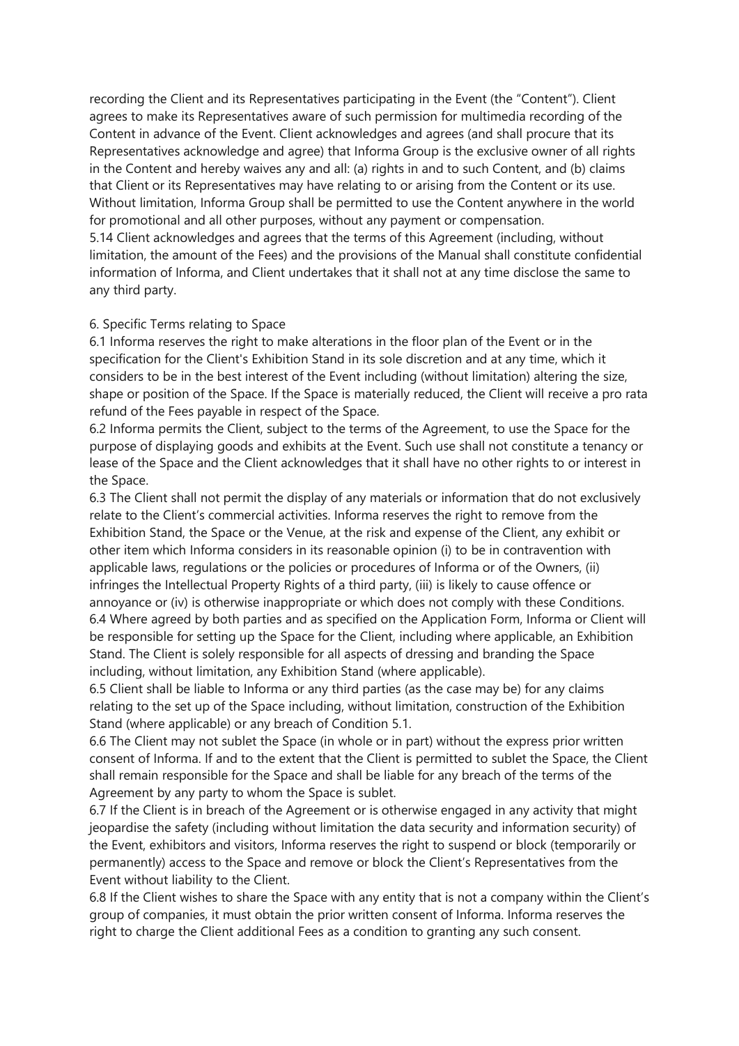recording the Client and its Representatives participating in the Event (the "Content"). Client agrees to make its Representatives aware of such permission for multimedia recording of the Content in advance of the Event. Client acknowledges and agrees (and shall procure that its Representatives acknowledge and agree) that Informa Group is the exclusive owner of all rights in the Content and hereby waives any and all: (a) rights in and to such Content, and (b) claims that Client or its Representatives may have relating to or arising from the Content or its use. Without limitation, Informa Group shall be permitted to use the Content anywhere in the world for promotional and all other purposes, without any payment or compensation.

5.14 Client acknowledges and agrees that the terms of this Agreement (including, without limitation, the amount of the Fees) and the provisions of the Manual shall constitute confidential information of Informa, and Client undertakes that it shall not at any time disclose the same to any third party.

6. Specific Terms relating to Space

6.1 Informa reserves the right to make alterations in the floor plan of the Event or in the specification for the Client's Exhibition Stand in its sole discretion and at any time, which it considers to be in the best interest of the Event including (without limitation) altering the size, shape or position of the Space. If the Space is materially reduced, the Client will receive a pro rata refund of the Fees payable in respect of the Space.

6.2 Informa permits the Client, subject to the terms of the Agreement, to use the Space for the purpose of displaying goods and exhibits at the Event. Such use shall not constitute a tenancy or lease of the Space and the Client acknowledges that it shall have no other rights to or interest in the Space.

6.3 The Client shall not permit the display of any materials or information that do not exclusively relate to the Client's commercial activities. Informa reserves the right to remove from the Exhibition Stand, the Space or the Venue, at the risk and expense of the Client, any exhibit or other item which Informa considers in its reasonable opinion (i) to be in contravention with applicable laws, regulations or the policies or procedures of Informa or of the Owners, (ii) infringes the Intellectual Property Rights of a third party, (iii) is likely to cause offence or annoyance or (iv) is otherwise inappropriate or which does not comply with these Conditions.

6.4 Where agreed by both parties and as specified on the Application Form, Informa or Client will be responsible for setting up the Space for the Client, including where applicable, an Exhibition Stand. The Client is solely responsible for all aspects of dressing and branding the Space including, without limitation, any Exhibition Stand (where applicable).

6.5 Client shall be liable to Informa or any third parties (as the case may be) for any claims relating to the set up of the Space including, without limitation, construction of the Exhibition Stand (where applicable) or any breach of Condition 5.1.

6.6 The Client may not sublet the Space (in whole or in part) without the express prior written consent of Informa. If and to the extent that the Client is permitted to sublet the Space, the Client shall remain responsible for the Space and shall be liable for any breach of the terms of the Agreement by any party to whom the Space is sublet.

6.7 If the Client is in breach of the Agreement or is otherwise engaged in any activity that might jeopardise the safety (including without limitation the data security and information security) of the Event, exhibitors and visitors, Informa reserves the right to suspend or block (temporarily or permanently) access to the Space and remove or block the Client's Representatives from the Event without liability to the Client.

6.8 If the Client wishes to share the Space with any entity that is not a company within the Client's group of companies, it must obtain the prior written consent of Informa. Informa reserves the right to charge the Client additional Fees as a condition to granting any such consent.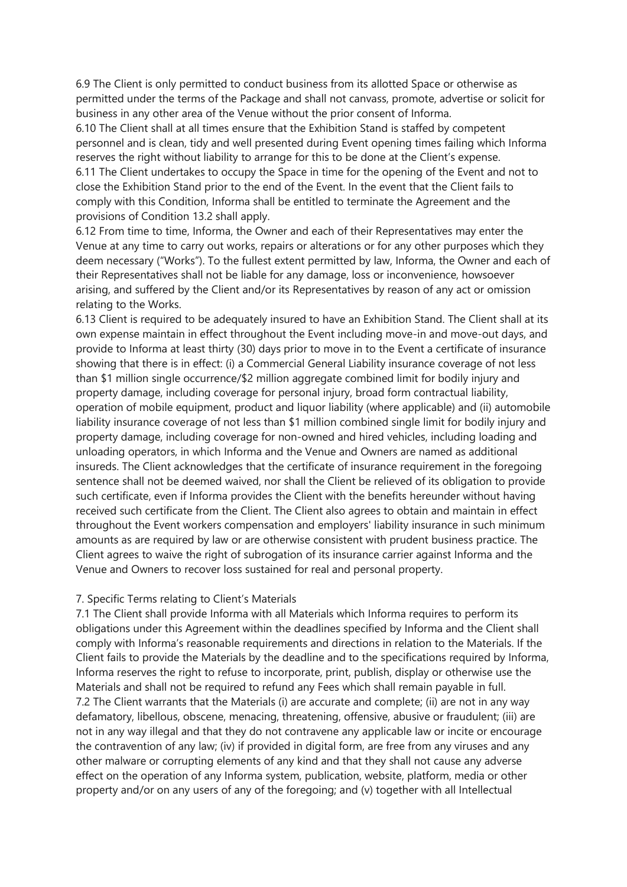6.9 The Client is only permitted to conduct business from its allotted Space or otherwise as permitted under the terms of the Package and shall not canvass, promote, advertise or solicit for business in any other area of the Venue without the prior consent of Informa.

6.10 The Client shall at all times ensure that the Exhibition Stand is staffed by competent personnel and is clean, tidy and well presented during Event opening times failing which Informa reserves the right without liability to arrange for this to be done at the Client's expense.

6.11 The Client undertakes to occupy the Space in time for the opening of the Event and not to close the Exhibition Stand prior to the end of the Event. In the event that the Client fails to comply with this Condition, Informa shall be entitled to terminate the Agreement and the provisions of Condition 13.2 shall apply.

6.12 From time to time, Informa, the Owner and each of their Representatives may enter the Venue at any time to carry out works, repairs or alterations or for any other purposes which they deem necessary ("Works"). To the fullest extent permitted by law, Informa, the Owner and each of their Representatives shall not be liable for any damage, loss or inconvenience, howsoever arising, and suffered by the Client and/or its Representatives by reason of any act or omission relating to the Works.

6.13 Client is required to be adequately insured to have an Exhibition Stand. The Client shall at its own expense maintain in effect throughout the Event including move-in and move-out days, and provide to Informa at least thirty (30) days prior to move in to the Event a certificate of insurance showing that there is in effect: (i) a Commercial General Liability insurance coverage of not less than $1 million single occurrence/$2 million aggregate combined limit for bodily injury and property damage, including coverage for personal injury, broad form contractual liability, operation of mobile equipment, product and liquor liability (where applicable) and (ii) automobile liability insurance coverage of not less than $1 million combined single limit for bodily injury and property damage, including coverage for non-owned and hired vehicles, including loading and unloading operators, in which Informa and the Venue and Owners are named as additional insureds. The Client acknowledges that the certificate of insurance requirement in the foregoing sentence shall not be deemed waived, nor shall the Client be relieved of its obligation to provide such certificate, even if Informa provides the Client with the benefits hereunder without having received such certificate from the Client. The Client also agrees to obtain and maintain in effect throughout the Event workers compensation and employers' liability insurance in such minimum amounts as are required by law or are otherwise consistent with prudent business practice. The Client agrees to waive the right of subrogation of its insurance carrier against Informa and the Venue and Owners to recover loss sustained for real and personal property.

7. Specific Terms relating to Client's Materials

7.1 The Client shall provide Informa with all Materials which Informa requires to perform its obligations under this Agreement within the deadlines specified by Informa and the Client shall comply with Informa's reasonable requirements and directions in relation to the Materials. If the Client fails to provide the Materials by the deadline and to the specifications required by Informa, Informa reserves the right to refuse to incorporate, print, publish, display or otherwise use the Materials and shall not be required to refund any Fees which shall remain payable in full.

7.2 The Client warrants that the Materials (i) are accurate and complete; (ii) are not in any way defamatory, libellous, obscene, menacing, threatening, offensive, abusive or fraudulent; (iii) are not in any way illegal and that they do not contravene any applicable law or incite or encourage the contravention of any law; (iv) if provided in digital form, are free from any viruses and any other malware or corrupting elements of any kind and that they shall not cause any adverse effect on the operation of any Informa system, publication, website, platform, media or other property and/or on any users of any of the foregoing; and (v) together with all Intellectual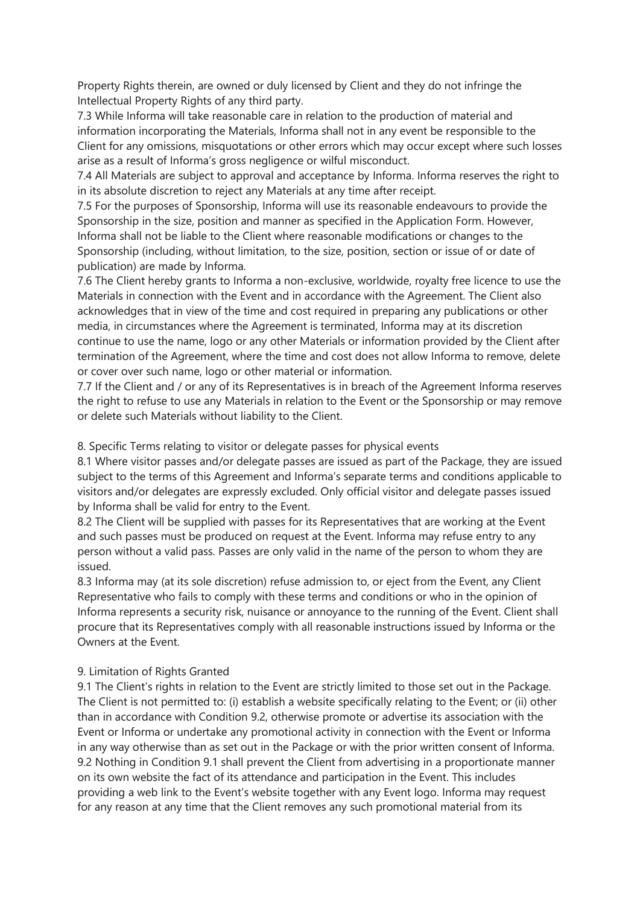Property Rights therein, are owned or duly licensed by Client and they do not infringe the Intellectual Property Rights of any third party.

7.3 While Informa will take reasonable care in relation to the production of material and information incorporating the Materials, Informa shall not in any event be responsible to the Client for any omissions, misquotations or other errors which may occur except where such losses arise as a result of Informa's gross negligence or wilful misconduct.

7.4 All Materials are subject to approval and acceptance by Informa. Informa reserves the right to in its absolute discretion to reject any Materials at any time after receipt.

7.5 For the purposes of Sponsorship, Informa will use its reasonable endeavours to provide the Sponsorship in the size, position and manner as specified in the Application Form. However, Informa shall not be liable to the Client where reasonable modifications or changes to the Sponsorship (including, without limitation, to the size, position, section or issue of or date of publication) are made by Informa.

7.6 The Client hereby grants to Informa a non-exclusive, worldwide, royalty free licence to use the Materials in connection with the Event and in accordance with the Agreement. The Client also acknowledges that in view of the time and cost required in preparing any publications or other media, in circumstances where the Agreement is terminated, Informa may at its discretion continue to use the name, logo or any other Materials or information provided by the Client after termination of the Agreement, where the time and cost does not allow Informa to remove, delete or cover over such name, logo or other material or information.

7.7 If the Client and / or any of its Representatives is in breach of the Agreement Informa reserves the right to refuse to use any Materials in relation to the Event or the Sponsorship or may remove or delete such Materials without liability to the Client.

8. Specific Terms relating to visitor or delegate passes for physical events

8.1 Where visitor passes and/or delegate passes are issued as part of the Package, they are issued subject to the terms of this Agreement and Informa's separate terms and conditions applicable to visitors and/or delegates are expressly excluded. Only official visitor and delegate passes issued by Informa shall be valid for entry to the Event.

8.2 The Client will be supplied with passes for its Representatives that are working at the Event and such passes must be produced on request at the Event. Informa may refuse entry to any person without a valid pass. Passes are only valid in the name of the person to whom they are issued.

8.3 Informa may (at its sole discretion) refuse admission to, or eject from the Event, any Client Representative who fails to comply with these terms and conditions or who in the opinion of Informa represents a security risk, nuisance or annoyance to the running of the Event. Client shall procure that its Representatives comply with all reasonable instructions issued by Informa or the Owners at the Event.

9. Limitation of Rights Granted

9.1 The Client's rights in relation to the Event are strictly limited to those set out in the Package. The Client is not permitted to: (i) establish a website specifically relating to the Event; or (ii) other than in accordance with Condition 9.2, otherwise promote or advertise its association with the Event or Informa or undertake any promotional activity in connection with the Event or Informa in any way otherwise than as set out in the Package or with the prior written consent of Informa.

9.2 Nothing in Condition 9.1 shall prevent the Client from advertising in a proportionate manner on its own website the fact of its attendance and participation in the Event. This includes providing a web link to the Event's website together with any Event logo. Informa may request for any reason at any time that the Client removes any such promotional material from its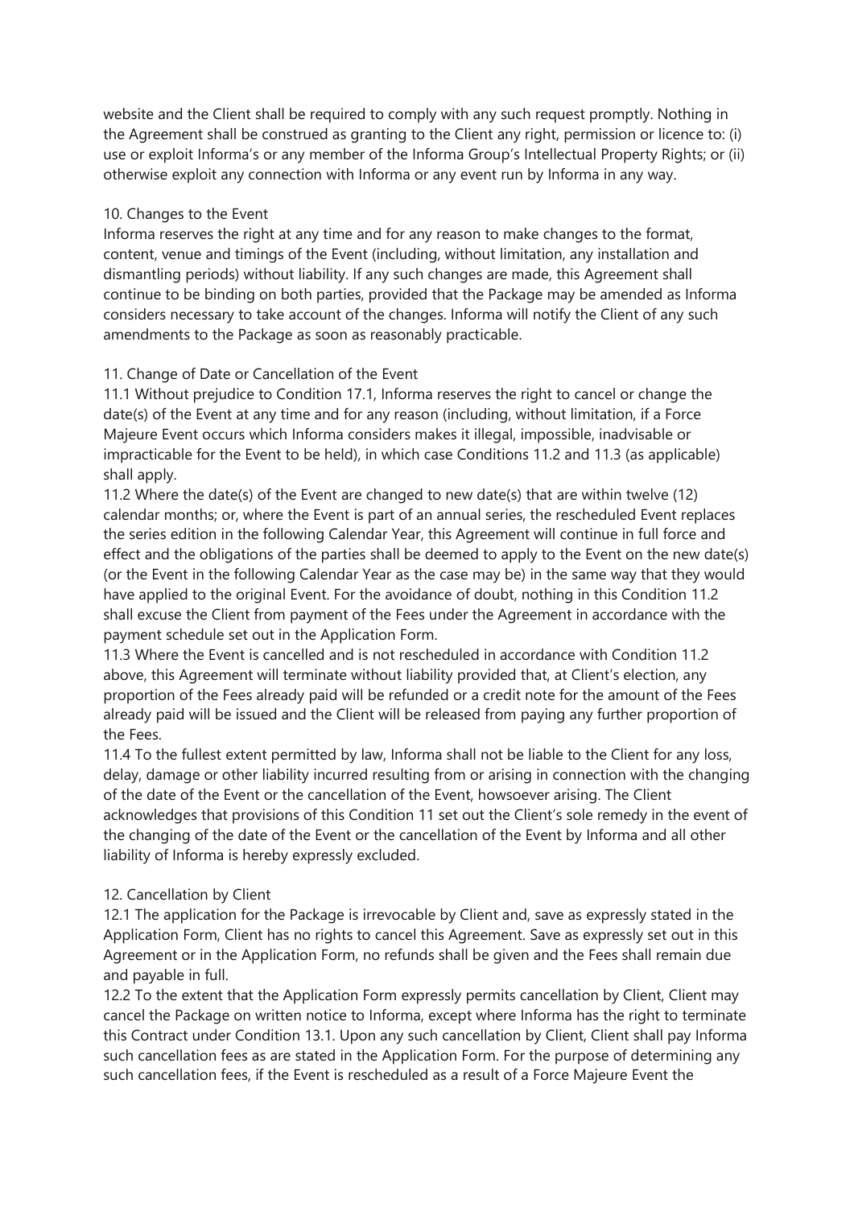website and the Client shall be required to comply with any such request promptly. Nothing in the Agreement shall be construed as granting to the Client any right, permission or licence to: (i) use or exploit Informa's or any member of the Informa Group's Intellectual Property Rights; or (ii) otherwise exploit any connection with Informa or any event run by Informa in any way.

10. Changes to the Event

Informa reserves the right at any time and for any reason to make changes to the format, content, venue and timings of the Event (including, without limitation, any installation and dismantling periods) without liability. If any such changes are made, this Agreement shall continue to be binding on both parties, provided that the Package may be amended as Informa considers necessary to take account of the changes. Informa will notify the Client of any such amendments to the Package as soon as reasonably practicable.

11. Change of Date or Cancellation of the Event

11.1 Without prejudice to Condition 17.1, Informa reserves the right to cancel or change the date(s) of the Event at any time and for any reason (including, without limitation, if a Force Majeure Event occurs which Informa considers makes it illegal, impossible, inadvisable or impracticable for the Event to be held), in which case Conditions 11.2 and 11.3 (as applicable) shall apply.

11.2 Where the date(s) of the Event are changed to new date(s) that are within twelve (12) calendar months; or, where the Event is part of an annual series, the rescheduled Event replaces the series edition in the following Calendar Year, this Agreement will continue in full force and effect and the obligations of the parties shall be deemed to apply to the Event on the new date(s) (or the Event in the following Calendar Year as the case may be) in the same way that they would have applied to the original Event. For the avoidance of doubt, nothing in this Condition 11.2 shall excuse the Client from payment of the Fees under the Agreement in accordance with the payment schedule set out in the Application Form.

11.3 Where the Event is cancelled and is not rescheduled in accordance with Condition 11.2 above, this Agreement will terminate without liability provided that, at Client's election, any proportion of the Fees already paid will be refunded or a credit note for the amount of the Fees already paid will be issued and the Client will be released from paying any further proportion of the Fees.

11.4 To the fullest extent permitted by law, Informa shall not be liable to the Client for any loss, delay, damage or other liability incurred resulting from or arising in connection with the changing of the date of the Event or the cancellation of the Event, howsoever arising. The Client acknowledges that provisions of this Condition 11 set out the Client's sole remedy in the event of the changing of the date of the Event or the cancellation of the Event by Informa and all other liability of Informa is hereby expressly excluded.

12. Cancellation by Client

12.1 The application for the Package is irrevocable by Client and, save as expressly stated in the Application Form, Client has no rights to cancel this Agreement. Save as expressly set out in this Agreement or in the Application Form, no refunds shall be given and the Fees shall remain due and payable in full.

12.2 To the extent that the Application Form expressly permits cancellation by Client, Client may cancel the Package on written notice to Informa, except where Informa has the right to terminate this Contract under Condition 13.1. Upon any such cancellation by Client, Client shall pay Informa such cancellation fees as are stated in the Application Form. For the purpose of determining any such cancellation fees, if the Event is rescheduled as a result of a Force Majeure Event the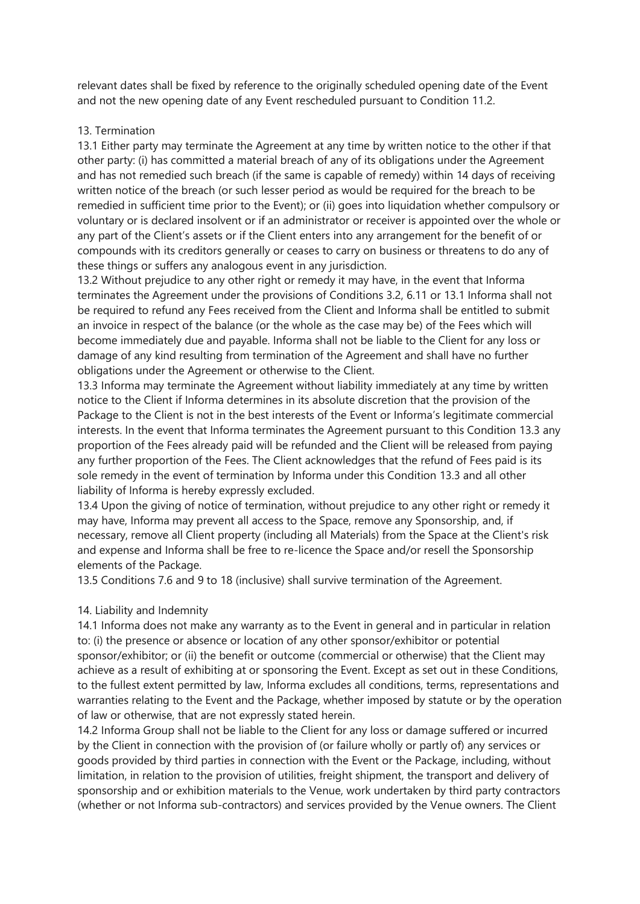relevant dates shall be fixed by reference to the originally scheduled opening date of the Event and not the new opening date of any Event rescheduled pursuant to Condition 11.2.

## 13. Termination

13.1 Either party may terminate the Agreement at any time by written notice to the other if that other party: (i) has committed a material breach of any of its obligations under the Agreement and has not remedied such breach (if the same is capable of remedy) within 14 days of receiving written notice of the breach (or such lesser period as would be required for the breach to be remedied in sufficient time prior to the Event); or (ii) goes into liquidation whether compulsory or voluntary or is declared insolvent or if an administrator or receiver is appointed over the whole or any part of the Client's assets or if the Client enters into any arrangement for the benefit of or compounds with its creditors generally or ceases to carry on business or threatens to do any of these things or suffers any analogous event in any jurisdiction.

13.2 Without prejudice to any other right or remedy it may have, in the event that Informa terminates the Agreement under the provisions of Conditions 3.2, 6.11 or 13.1 Informa shall not be required to refund any Fees received from the Client and Informa shall be entitled to submit an invoice in respect of the balance (or the whole as the case may be) of the Fees which will become immediately due and payable. Informa shall not be liable to the Client for any loss or damage of any kind resulting from termination of the Agreement and shall have no further obligations under the Agreement or otherwise to the Client.

13.3 Informa may terminate the Agreement without liability immediately at any time by written notice to the Client if Informa determines in its absolute discretion that the provision of the Package to the Client is not in the best interests of the Event or Informa's legitimate commercial interests. In the event that Informa terminates the Agreement pursuant to this Condition 13.3 any proportion of the Fees already paid will be refunded and the Client will be released from paying any further proportion of the Fees. The Client acknowledges that the refund of Fees paid is its sole remedy in the event of termination by Informa under this Condition 13.3 and all other liability of Informa is hereby expressly excluded.

13.4 Upon the giving of notice of termination, without prejudice to any other right or remedy it may have, Informa may prevent all access to the Space, remove any Sponsorship, and, if necessary, remove all Client property (including all Materials) from the Space at the Client's risk and expense and Informa shall be free to re-licence the Space and/or resell the Sponsorship elements of the Package.

13.5 Conditions 7.6 and 9 to 18 (inclusive) shall survive termination of the Agreement.

## 14. Liability and Indemnity

14.1 Informa does not make any warranty as to the Event in general and in particular in relation to: (i) the presence or absence or location of any other sponsor/exhibitor or potential sponsor/exhibitor; or (ii) the benefit or outcome (commercial or otherwise) that the Client may achieve as a result of exhibiting at or sponsoring the Event. Except as set out in these Conditions, to the fullest extent permitted by law, Informa excludes all conditions, terms, representations and warranties relating to the Event and the Package, whether imposed by statute or by the operation of law or otherwise, that are not expressly stated herein.

14.2 Informa Group shall not be liable to the Client for any loss or damage suffered or incurred by the Client in connection with the provision of (or failure wholly or partly of) any services or goods provided by third parties in connection with the Event or the Package, including, without limitation, in relation to the provision of utilities, freight shipment, the transport and delivery of sponsorship and or exhibition materials to the Venue, work undertaken by third party contractors (whether or not Informa sub-contractors) and services provided by the Venue owners. The Client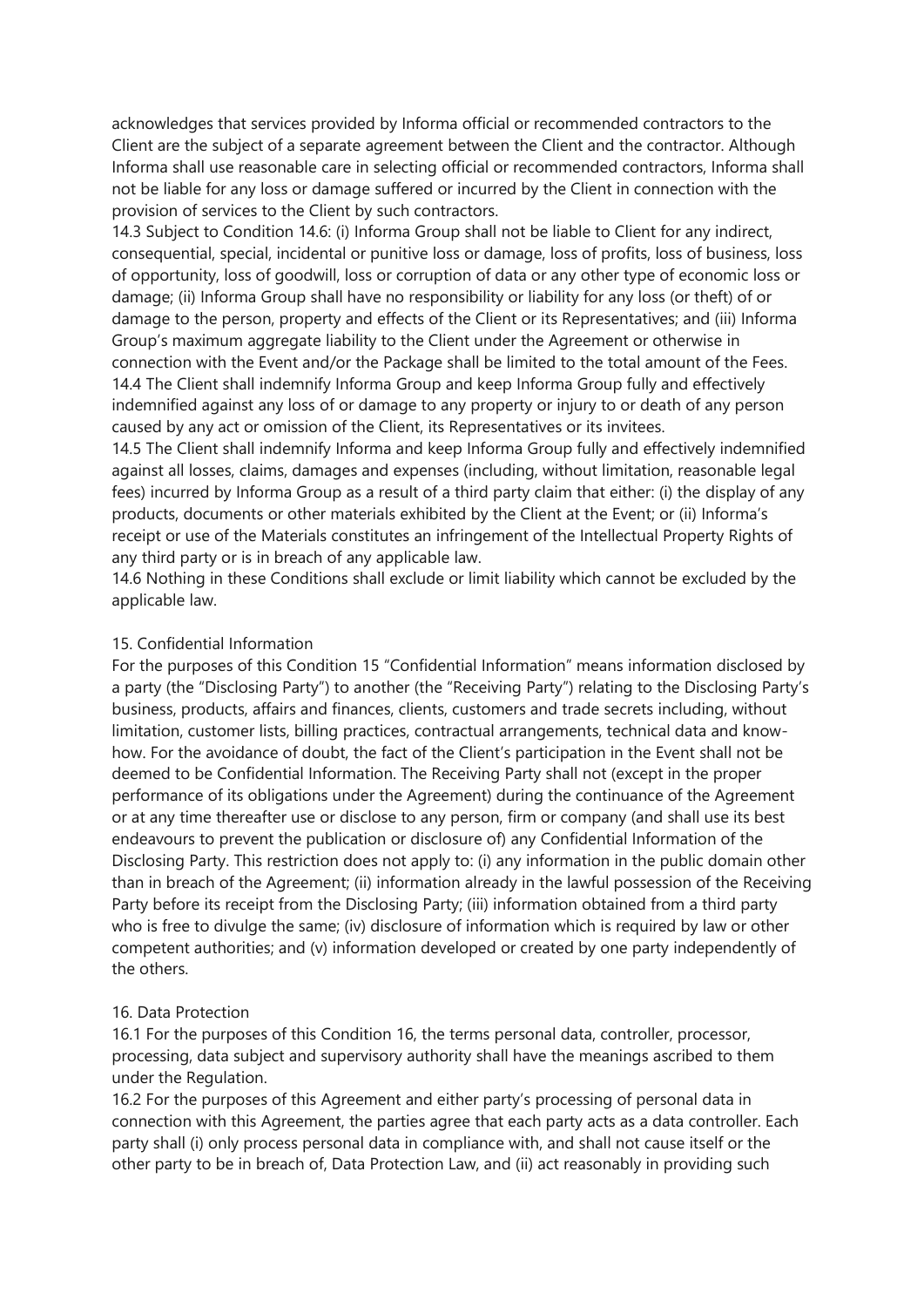acknowledges that services provided by Informa official or recommended contractors to the Client are the subject of a separate agreement between the Client and the contractor. Although Informa shall use reasonable care in selecting official or recommended contractors, Informa shall not be liable for any loss or damage suffered or incurred by the Client in connection with the provision of services to the Client by such contractors.

14.3 Subject to Condition 14.6: (i) Informa Group shall not be liable to Client for any indirect, consequential, special, incidental or punitive loss or damage, loss of profits, loss of business, loss of opportunity, loss of goodwill, loss or corruption of data or any other type of economic loss or damage; (ii) Informa Group shall have no responsibility or liability for any loss (or theft) of or damage to the person, property and effects of the Client or its Representatives; and (iii) Informa Group's maximum aggregate liability to the Client under the Agreement or otherwise in connection with the Event and/or the Package shall be limited to the total amount of the Fees.

14.4 The Client shall indemnify Informa Group and keep Informa Group fully and effectively indemnified against any loss of or damage to any property or injury to or death of any person caused by any act or omission of the Client, its Representatives or its invitees.

14.5 The Client shall indemnify Informa and keep Informa Group fully and effectively indemnified against all losses, claims, damages and expenses (including, without limitation, reasonable legal fees) incurred by Informa Group as a result of a third party claim that either: (i) the display of any products, documents or other materials exhibited by the Client at the Event; or (ii) Informa's receipt or use of the Materials constitutes an infringement of the Intellectual Property Rights of any third party or is in breach of any applicable law.

14.6 Nothing in these Conditions shall exclude or limit liability which cannot be excluded by the applicable law.

## 15. Confidential Information

For the purposes of this Condition 15 "Confidential Information" means information disclosed by a party (the "Disclosing Party") to another (the "Receiving Party") relating to the Disclosing Party's business, products, affairs and finances, clients, customers and trade secrets including, without limitation, customer lists, billing practices, contractual arrangements, technical data and know-how. For the avoidance of doubt, the fact of the Client's participation in the Event shall not be deemed to be Confidential Information. The Receiving Party shall not (except in the proper performance of its obligations under the Agreement) during the continuance of the Agreement or at any time thereafter use or disclose to any person, firm or company (and shall use its best endeavours to prevent the publication or disclosure of) any Confidential Information of the Disclosing Party. This restriction does not apply to: (i) any information in the public domain other than in breach of the Agreement; (ii) information already in the lawful possession of the Receiving Party before its receipt from the Disclosing Party; (iii) information obtained from a third party who is free to divulge the same; (iv) disclosure of information which is required by law or other competent authorities; and (v) information developed or created by one party independently of the others.

## 16. Data Protection

16.1 For the purposes of this Condition 16, the terms personal data, controller, processor, processing, data subject and supervisory authority shall have the meanings ascribed to them under the Regulation.

16.2 For the purposes of this Agreement and either party's processing of personal data in connection with this Agreement, the parties agree that each party acts as a data controller. Each party shall (i) only process personal data in compliance with, and shall not cause itself or the other party to be in breach of, Data Protection Law, and (ii) act reasonably in providing such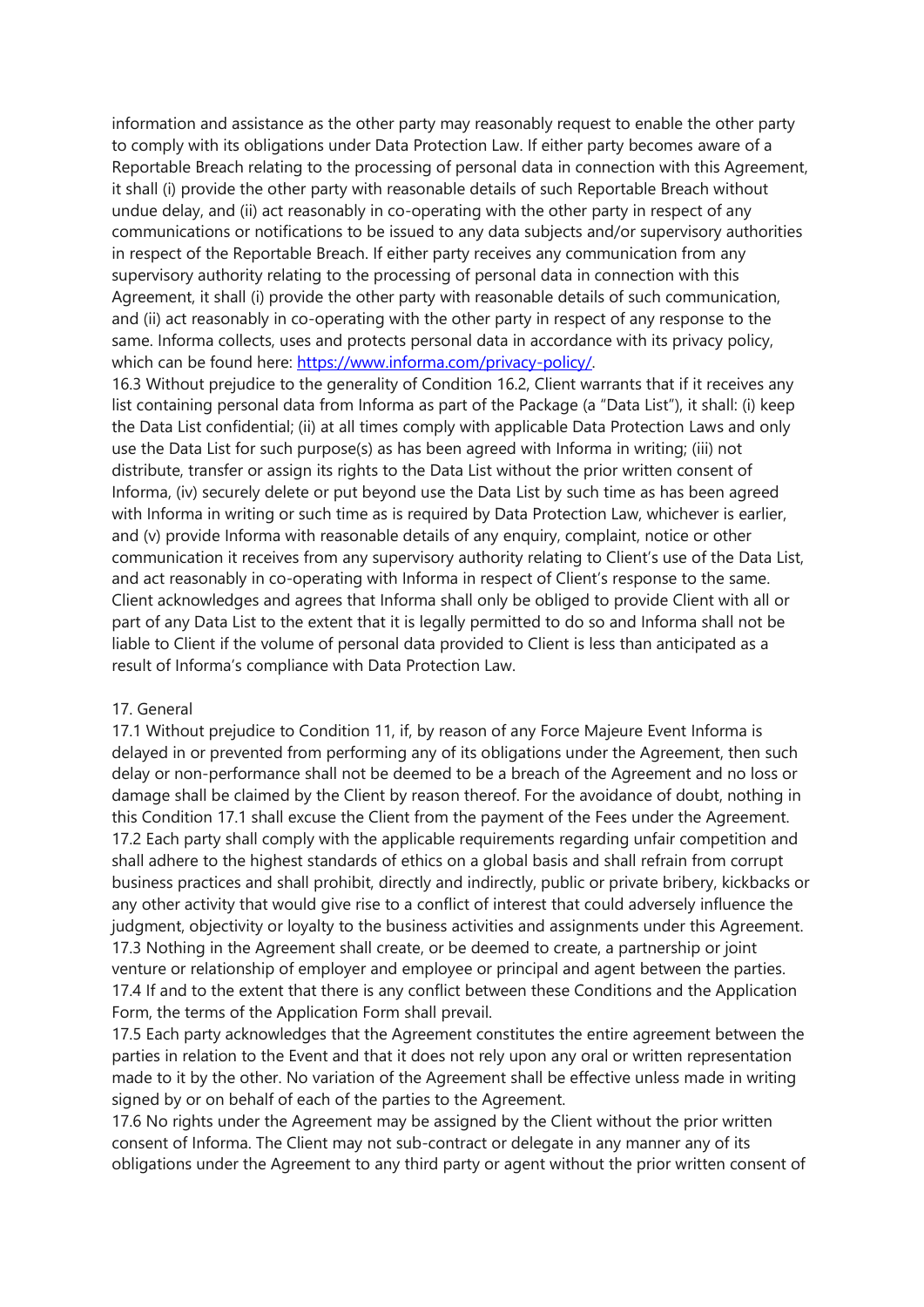information and assistance as the other party may reasonably request to enable the other party to comply with its obligations under Data Protection Law. If either party becomes aware of a Reportable Breach relating to the processing of personal data in connection with this Agreement, it shall (i) provide the other party with reasonable details of such Reportable Breach without undue delay, and (ii) act reasonably in co-operating with the other party in respect of any communications or notifications to be issued to any data subjects and/or supervisory authorities in respect of the Reportable Breach. If either party receives any communication from any supervisory authority relating to the processing of personal data in connection with this Agreement, it shall (i) provide the other party with reasonable details of such communication, and (ii) act reasonably in co-operating with the other party in respect of any response to the same. Informa collects, uses and protects personal data in accordance with its privacy policy, which can be found here: [https://www.informa.com/privacy-policy/](https://www.informa.com/privacy-policy/).

16.3 Without prejudice to the generality of Condition 16.2, Client warrants that if it receives any list containing personal data from Informa as part of the Package (a "Data List"), it shall: (i) keep the Data List confidential; (ii) at all times comply with applicable Data Protection Laws and only use the Data List for such purpose(s) as has been agreed with Informa in writing; (iii) not distribute, transfer or assign its rights to the Data List without the prior written consent of Informa, (iv) securely delete or put beyond use the Data List by such time as has been agreed with Informa in writing or such time as is required by Data Protection Law, whichever is earlier, and (v) provide Informa with reasonable details of any enquiry, complaint, notice or other communication it receives from any supervisory authority relating to Client's use of the Data List, and act reasonably in co-operating with Informa in respect of Client's response to the same. Client acknowledges and agrees that Informa shall only be obliged to provide Client with all or part of any Data List to the extent that it is legally permitted to do so and Informa shall not be liable to Client if the volume of personal data provided to Client is less than anticipated as a result of Informa's compliance with Data Protection Law.

17. General

17.1 Without prejudice to Condition 11, if, by reason of any Force Majeure Event Informa is delayed in or prevented from performing any of its obligations under the Agreement, then such delay or non-performance shall not be deemed to be a breach of the Agreement and no loss or damage shall be claimed by the Client by reason thereof. For the avoidance of doubt, nothing in this Condition 17.1 shall excuse the Client from the payment of the Fees under the Agreement.

17.2 Each party shall comply with the applicable requirements regarding unfair competition and shall adhere to the highest standards of ethics on a global basis and shall refrain from corrupt business practices and shall prohibit, directly and indirectly, public or private bribery, kickbacks or any other activity that would give rise to a conflict of interest that could adversely influence the judgment, objectivity or loyalty to the business activities and assignments under this Agreement.

17.3 Nothing in the Agreement shall create, or be deemed to create, a partnership or joint venture or relationship of employer and employee or principal and agent between the parties.

17.4 If and to the extent that there is any conflict between these Conditions and the Application Form, the terms of the Application Form shall prevail.

17.5 Each party acknowledges that the Agreement constitutes the entire agreement between the parties in relation to the Event and that it does not rely upon any oral or written representation made to it by the other. No variation of the Agreement shall be effective unless made in writing signed by or on behalf of each of the parties to the Agreement.

17.6 No rights under the Agreement may be assigned by the Client without the prior written consent of Informa. The Client may not sub-contract or delegate in any manner any of its obligations under the Agreement to any third party or agent without the prior written consent of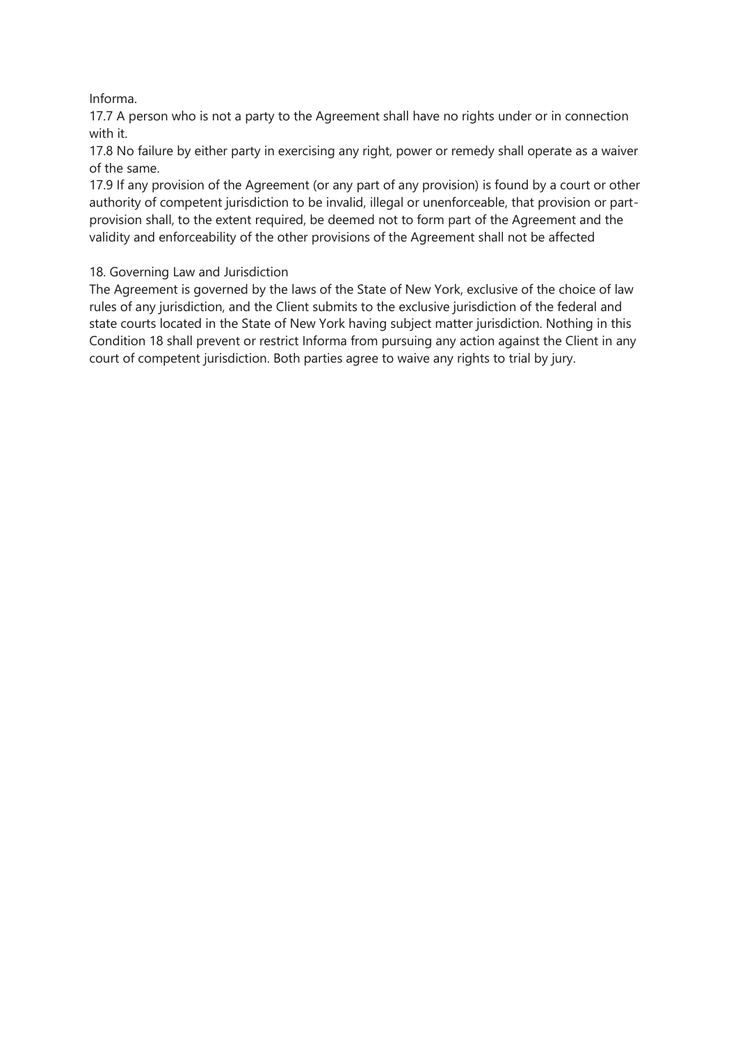Informa.

17.7 A person who is not a party to the Agreement shall have no rights under or in connection with it.

17.8 No failure by either party in exercising any right, power or remedy shall operate as a waiver of the same.

17.9 If any provision of the Agreement (or any part of any provision) is found by a court or other authority of competent jurisdiction to be invalid, illegal or unenforceable, that provision or part-provision shall, to the extent required, be deemed not to form part of the Agreement and the validity and enforceability of the other provisions of the Agreement shall not be affected

## 18. Governing Law and Jurisdiction

The Agreement is governed by the laws of the State of New York, exclusive of the choice of law rules of any jurisdiction, and the Client submits to the exclusive jurisdiction of the federal and state courts located in the State of New York having subject matter jurisdiction. Nothing in this Condition 18 shall prevent or restrict Informa from pursuing any action against the Client in any court of competent jurisdiction. Both parties agree to waive any rights to trial by jury.